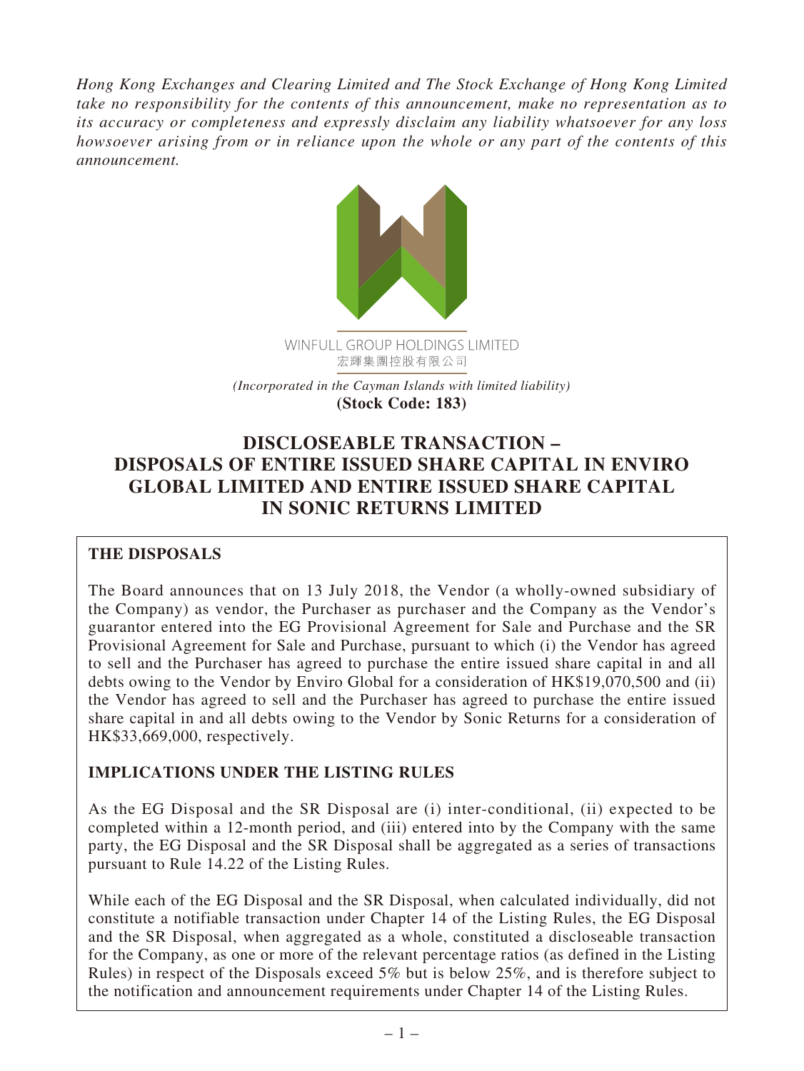*Hong Kong Exchanges and Clearing Limited and The Stock Exchange of Hong Kong Limited take no responsibility for the contents of this announcement, make no representation as to its accuracy or completeness and expressly disclaim any liability whatsoever for any loss howsoever arising from or in reliance upon the whole or any part of the contents of this announcement.*

WINFULL GROUP HOLDINGS LIMITED
宏輝集團控股有限公司

*(Incorporated in the Cayman Islands with limited liability)*
**(Stock Code: 183)**

# DISCLOSEABLE TRANSACTION – DISPOSALS OF ENTIRE ISSUED SHARE CAPITAL IN ENVIRO GLOBAL LIMITED AND ENTIRE ISSUED SHARE CAPITAL IN SONIC RETURNS LIMITED

## THE DISPOSALS

The Board announces that on 13 July 2018, the Vendor (a wholly-owned subsidiary of the Company) as vendor, the Purchaser as purchaser and the Company as the Vendor's guarantor entered into the EG Provisional Agreement for Sale and Purchase and the SR Provisional Agreement for Sale and Purchase, pursuant to which (i) the Vendor has agreed to sell and the Purchaser has agreed to purchase the entire issued share capital in and all debts owing to the Vendor by Enviro Global for a consideration HK$19,070,500 and (ii) the Vendor has agreed to sell and the Purchaser has agreed to purchase the entire issued share capital in and all debts owing to the Vendor by Sonic Returns for a consideration of HK$33,669,000, respectively.

## IMPLICATIONS UNDER THE LISTING RULES

As the EG Disposal and the SR Disposal are (i) inter-conditional, (ii) expected to be completed within a 12-month period, and (iii) entered into by the Company with the same party, the EG Disposal and the SR Disposal shall be aggregated as a series of transactions pursuant to Rule 14.22 of the Listing Rules.

While each of the EG Disposal and the SR Disposal, when calculated individually, did not constitute a notifiable transaction under Chapter 14 of the Listing Rules, the EG Disposal and the SR Disposal, when aggregated as a whole, constituted a discloseable transaction for the Company, as one or more of the relevant percentage ratios (as defined in the Listing Rules) in respect of the Disposals exceed 5% but is below 25%, and is therefore subject to the notification and announcement requirements under Chapter 14 of the Listing Rules.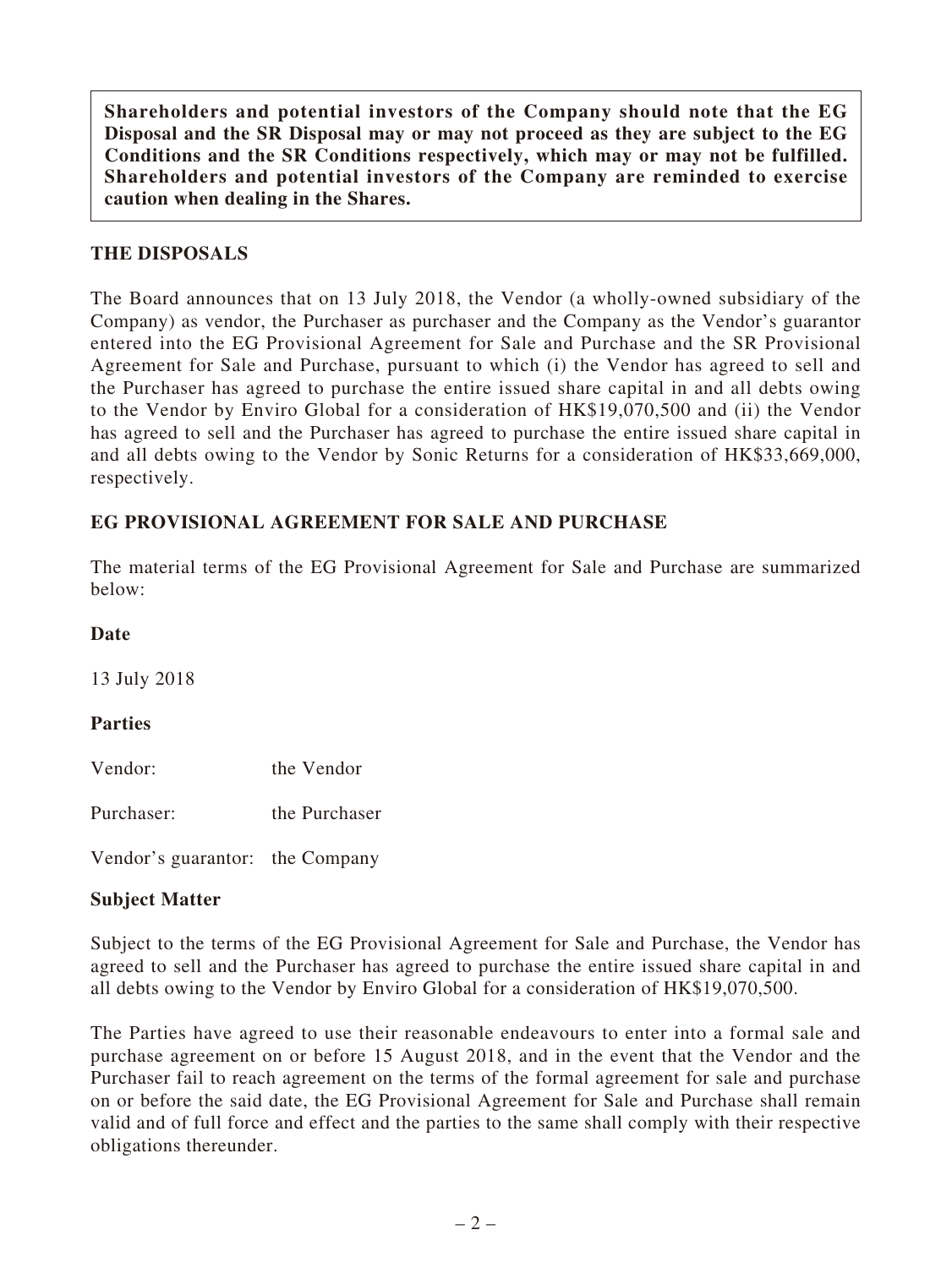**Shareholders and potential investors of the Company should note that the EG Disposal and the SR Disposal may or may not proceed as they are subject to the EG Conditions and the SR Conditions respectively, which may or may not be fulfilled. Shareholders and potential investors of the Company are reminded to exercise caution when dealing in the Shares.**

## THE DISPOSALS

The Board announces that on 13 July 2018, the Vendor (a wholly-owned subsidiary of the Company) as vendor, the Purchaser as purchaser and the Company as the Vendor's guarantor entered into the EG Provisional Agreement for Sale and Purchase and the SR Provisional Agreement for Sale and Purchase, pursuant to which (i) the Vendor has agreed to sell and the Purchaser has agreed to purchase the entire issued share capital in and all debts owing to the Vendor by Enviro Global for a consideration of HK$19,070,500 and (ii) the Vendor has agreed to sell and the Purchaser has agreed to purchase the entire issued share capital in and all debts owing to the Vendor by Sonic Returns for a consideration of HK$33,669,000, respectively.

## EG PROVISIONAL AGREEMENT FOR SALE AND PURCHASE

The material terms of the EG Provisional Agreement for Sale and Purchase are summarized below:

### Date

13 July 2018

### Parties

Vendor: the Vendor

Purchaser: the Purchaser

Vendor's guarantor: the Company

### Subject Matter

Subject to the terms of the EG Provisional Agreement for Sale and Purchase, the Vendor has agreed to sell and the Purchaser has agreed to purchase the entire issued share capital in and all debts owing to the Vendor by Enviro Global for a consideration of HK$19,070,500.

The Parties have agreed to use their reasonable endeavours to enter into a formal sale and purchase agreement on or before 15 August 2018, and in the event that the Vendor and the Purchaser fail to reach agreement on the terms of the formal agreement for sale and purchase on or before the said date, the EG Provisional Agreement for Sale and Purchase shall remain valid and of full force and effect and the parties to the same shall comply with their respective obligations thereunder.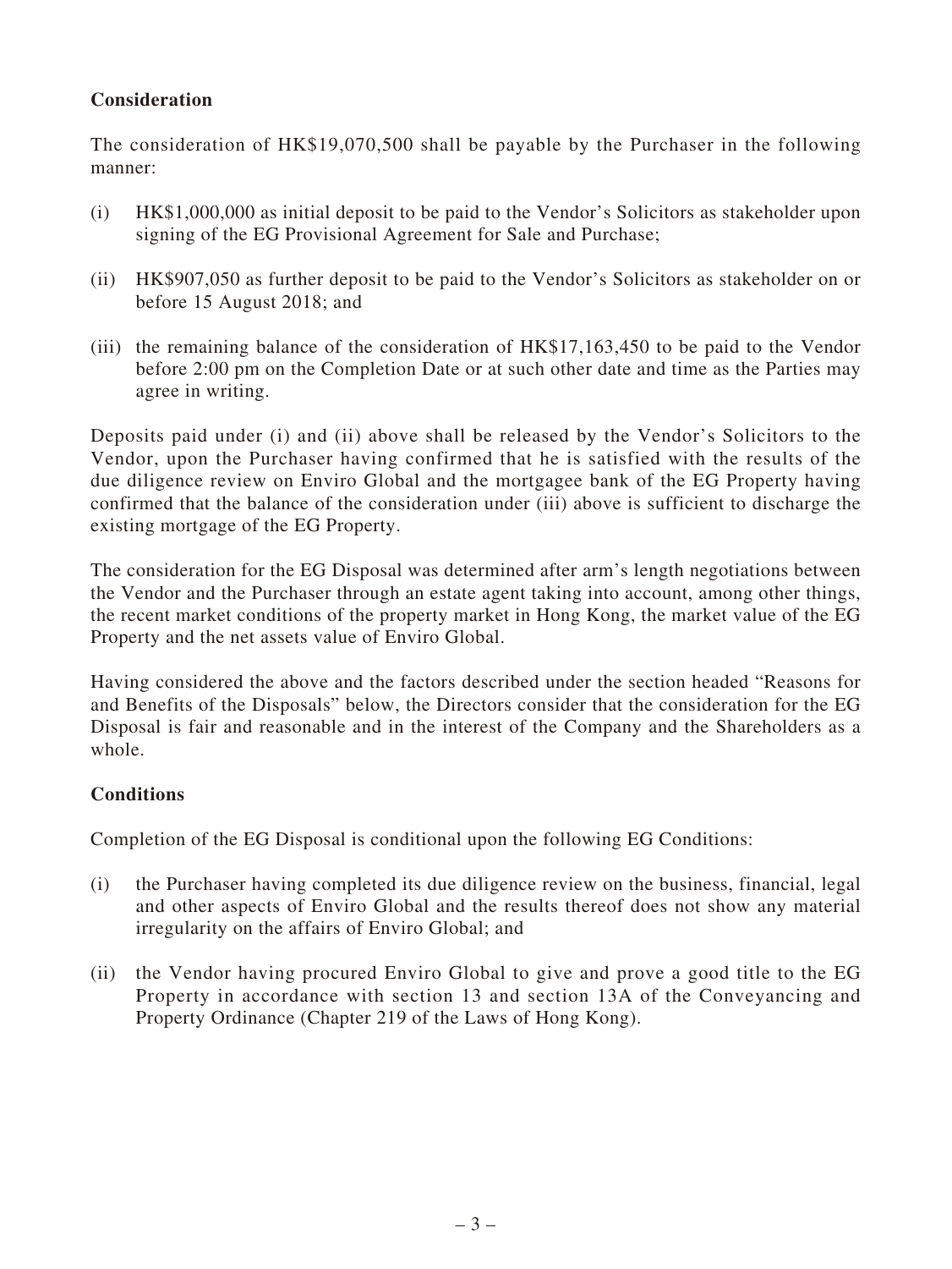**Consideration**

The consideration of HK$19,070,500 shall be payable by the Purchaser in the following manner:

(i) HK$1,000,000 as initial deposit to be paid to the Vendor's Solicitors as stakeholder upon signing of the EG Provisional Agreement for Sale and Purchase;

(ii) HK$907,050 as further deposit to be paid to the Vendor's Solicitors as stakeholder on or before 15 August 2018; and

(iii) the remaining balance of the consideration of HK$17,163,450 to be paid to the Vendor before 2:00 pm on the Completion Date or at such other date and time as the Parties may agree in writing.

Deposits paid under (i) and (ii) above shall be released by the Vendor's Solicitors to the Vendor, upon the Purchaser having confirmed that he is satisfied with the results of the due diligence review on Enviro Global and the mortgagee bank of the EG Property having confirmed that the balance of the consideration under (iii) above is sufficient to discharge the existing mortgage of the EG Property.

The consideration for the EG Disposal was determined after arm's length negotiations between the Vendor and the Purchaser through an estate agent taking into account, among other things, the recent market conditions of the property market in Hong Kong, the market value of the EG Property and the net assets value of Enviro Global.

Having considered the above and the factors described under the section headed "Reasons for and Benefits of the Disposals" below, the Directors consider that the consideration for the EG Disposal is fair and reasonable and in the interest of the Company and the Shareholders as a whole.

**Conditions**

Completion of the EG Disposal is conditional upon the following EG Conditions:

(i) the Purchaser having completed its due diligence review on the business, financial, legal and other aspects of Enviro Global and the results thereof does not show any material irregularity on the affairs of Enviro Global; and

(ii) the Vendor having procured Enviro Global to give and prove a good title to the EG Property in accordance with section 13 and section 13A of the Conveyancing and Property Ordinance (Chapter 219 of the Laws of Hong Kong).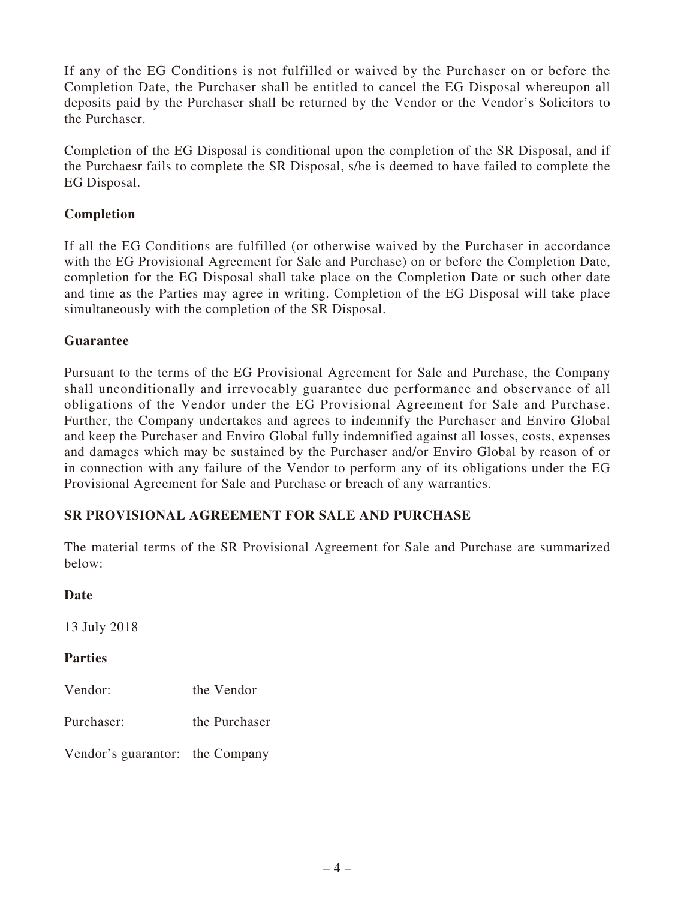If any of the EG Conditions is not fulfilled or waived by the Purchaser on or before the Completion Date, the Purchaser shall be entitled to cancel the EG Disposal whereupon all deposits paid by the Purchaser shall be returned by the Vendor or the Vendor's Solicitors to the Purchaser.

Completion of the EG Disposal is conditional upon the completion of the SR Disposal, and if the Purchaesr fails to complete the SR Disposal, s/he is deemed to have failed to complete the EG Disposal.

**Completion**

If all the EG Conditions are fulfilled (or otherwise waived by the Purchaser in accordance with the EG Provisional Agreement for Sale and Purchase) on or before the Completion Date, completion for the EG Disposal shall take place on the Completion Date or such other date and time as the Parties may agree in writing. Completion of the EG Disposal will take place simultaneously with the completion of the SR Disposal.

**Guarantee**

Pursuant to the terms of the EG Provisional Agreement for Sale and Purchase, the Company shall unconditionally and irrevocably guarantee due performance and observance of all obligations of the Vendor under the EG Provisional Agreement for Sale and Purchase. Further, the Company undertakes and agrees to indemnify the Purchaser and Enviro Global and keep the Purchaser and Enviro Global fully indemnified against all losses, costs, expenses and damages which may be sustained by the Purchaser and/or Enviro Global by reason of or in connection with any failure of the Vendor to perform any of its obligations under the EG Provisional Agreement for Sale and Purchase or breach of any warranties.

**SR PROVISIONAL AGREEMENT FOR SALE AND PURCHASE**

The material terms of the SR Provisional Agreement for Sale and Purchase are summarized below:

**Date**

13 July 2018

**Parties**

Vendor: the Vendor

Purchaser: the Purchaser

Vendor's guarantor: the Company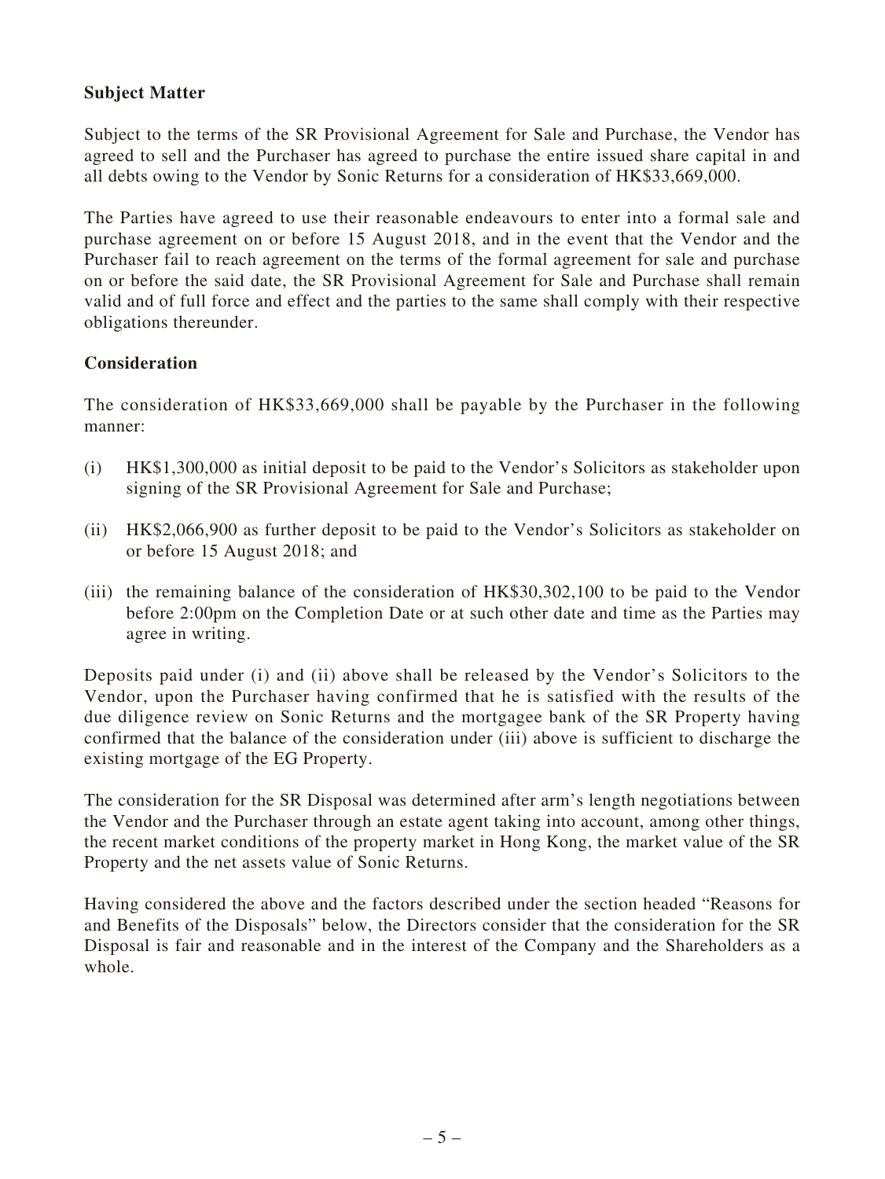**Subject Matter**

Subject to the terms of the SR Provisional Agreement for Sale and Purchase, the Vendor has agreed to sell and the Purchaser has agreed to purchase the entire issued share capital in and all debts owing to the Vendor by Sonic Returns for a consideration of HK$33,669,000.

The Parties have agreed to use their reasonable endeavours to enter into a formal sale and purchase agreement on or before 15 August 2018, and in the event that the Vendor and the Purchaser fail to reach agreement on the terms of the formal agreement for sale and purchase on or before the said date, the SR Provisional Agreement for Sale and Purchase shall remain valid and of full force and effect and the parties to the same shall comply with their respective obligations thereunder.

**Consideration**

The consideration of HK$33,669,000 shall be payable by the Purchaser in the following manner:

(i) HK$1,300,000 as initial deposit to be paid to the Vendor's Solicitors as stakeholder upon signing of the SR Provisional Agreement for Sale and Purchase;

(ii) HK$2,066,900 as further deposit to be paid to the Vendor's Solicitors as stakeholder on or before 15 August 2018; and

(iii) the remaining balance of the consideration of HK$30,302,100 to be paid to the Vendor before 2:00pm on the Completion Date or at such other date and time as the Parties may agree in writing.

Deposits paid under (i) and (ii) above shall be released by the Vendor's Solicitors to the Vendor, upon the Purchaser having confirmed that he is satisfied with the results of the due diligence review on Sonic Returns and the mortgagee bank of the SR Property having confirmed that the balance of the consideration under (iii) above is sufficient to discharge the existing mortgage of the EG Property.

The consideration for the SR Disposal was determined after arm's length negotiations between the Vendor and the Purchaser through an estate agent taking into account, among other things, the recent market conditions of the property market in Hong Kong, the market value of the SR Property and the net assets value of Sonic Returns.

Having considered the above and the factors described under the section headed "Reasons for and Benefits of the Disposals" below, the Directors consider that the consideration for the SR Disposal is fair and reasonable and in the interest of the Company and the Shareholders as a whole.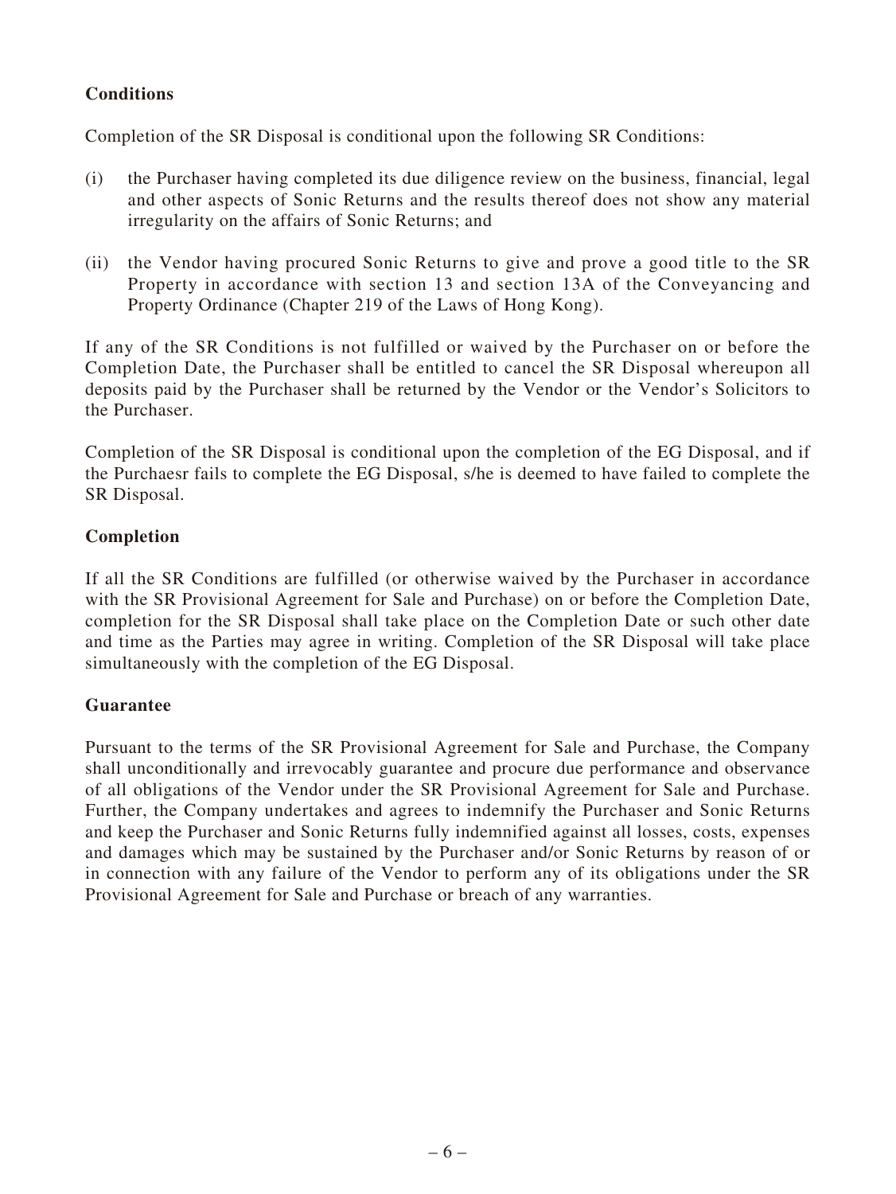**Conditions**

Completion of the SR Disposal is conditional upon the following SR Conditions:

(i) the Purchaser having completed its due diligence review on the business, financial, legal and other aspects of Sonic Returns and the results thereof does not show any material irregularity on the affairs of Sonic Returns; and

(ii) the Vendor having procured Sonic Returns to give and prove a good title to the SR Property in accordance with section 13 and section 13A of the Conveyancing and Property Ordinance (Chapter 219 of the Laws of Hong Kong).

If any of the SR Conditions is not fulfilled or waived by the Purchaser on or before the Completion Date, the Purchaser shall be entitled to cancel the SR Disposal whereupon all deposits paid by the Purchaser shall be returned by the Vendor or the Vendor's Solicitors to the Purchaser.

Completion of the SR Disposal is conditional upon the completion of the EG Disposal, and if the Purchaesr fails to complete the EG Disposal, s/he is deemed to have failed to complete the SR Disposal.

**Completion**

If all the SR Conditions are fulfilled (or otherwise waived by the Purchaser in accordance with the SR Provisional Agreement for Sale and Purchase) on or before the Completion Date, completion for the SR Disposal shall take place on the Completion Date or such other date and time as the Parties may agree in writing. Completion of the SR Disposal will take place simultaneously with the completion of the EG Disposal.

**Guarantee**

Pursuant to the terms of the SR Provisional Agreement for Sale and Purchase, the Company shall unconditionally and irrevocably guarantee and procure due performance and observance of all obligations of the Vendor under the SR Provisional Agreement for Sale and Purchase. Further, the Company undertakes and agrees to indemnify the Purchaser and Sonic Returns and keep the Purchaser and Sonic Returns fully indemnified against all losses, costs, expenses and damages which may be sustained by the Purchaser and/or Sonic Returns by reason of or in connection with any failure of the Vendor to perform any of its obligations under the SR Provisional Agreement for Sale and Purchase or breach of any warranties.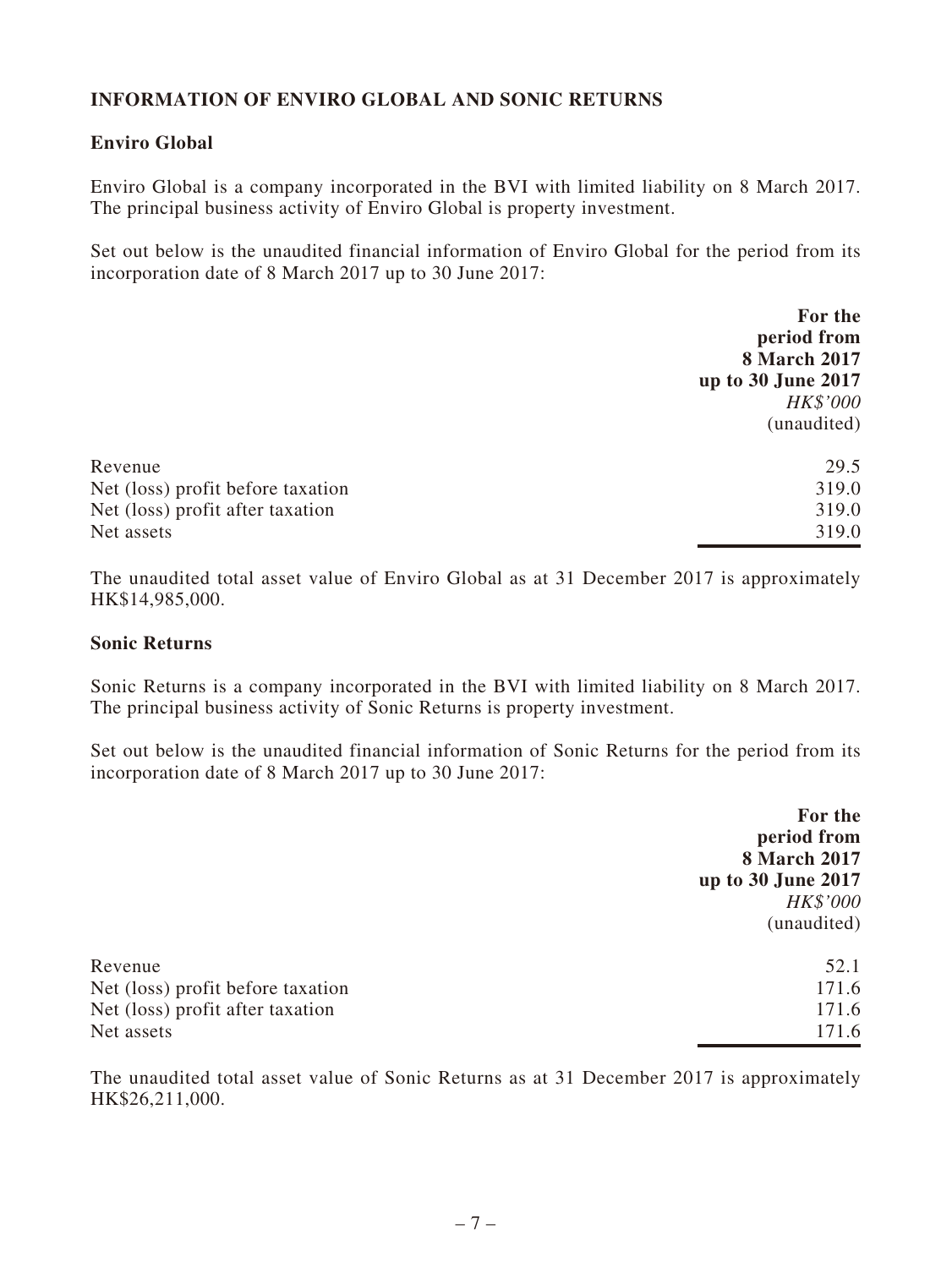## INFORMATION OF ENVIRO GLOBAL AND SONIC RETURNS

### Enviro Global

Enviro Global is a company incorporated in the BVI with limited liability on 8 March 2017. The principal business activity of Enviro Global is property investment.

Set out below is the unaudited financial information of Enviro Global for the period from its incorporation date of 8 March 2017 up to 30 June 2017:

| | **For the period from 8 March 2017 up to 30 June 2017** |
|---|---|
| | *HK$'000* |
| | (unaudited) |
| Revenue | 29.5 |
| Net (loss) profit before taxation | 319.0 |
| Net (loss) profit after taxation | 319.0 |
| Net assets | 319.0 |

The unaudited total asset value of Enviro Global as at 31 December 2017 is approximately HK$14,985,000.

### Sonic Returns

Sonic Returns is a company incorporated in the BVI with limited liability on 8 March 2017. The principal business activity of Sonic Returns is property investment.

Set out below is the unaudited financial information of Sonic Returns for the period from its incorporation date of 8 March 2017 up to 30 June 2017:

| | **For the period from 8 March 2017 up to 30 June 2017** |
|---|---|
| | *HK$'000* |
| | (unaudited) |
| Revenue | 52.1 |
| Net (loss) profit before taxation | 171.6 |
| Net (loss) profit after taxation | 171.6 |
| Net assets | 171.6 |

The unaudited total asset value of Sonic Returns as at 31 December 2017 is approximately HK$26,211,000.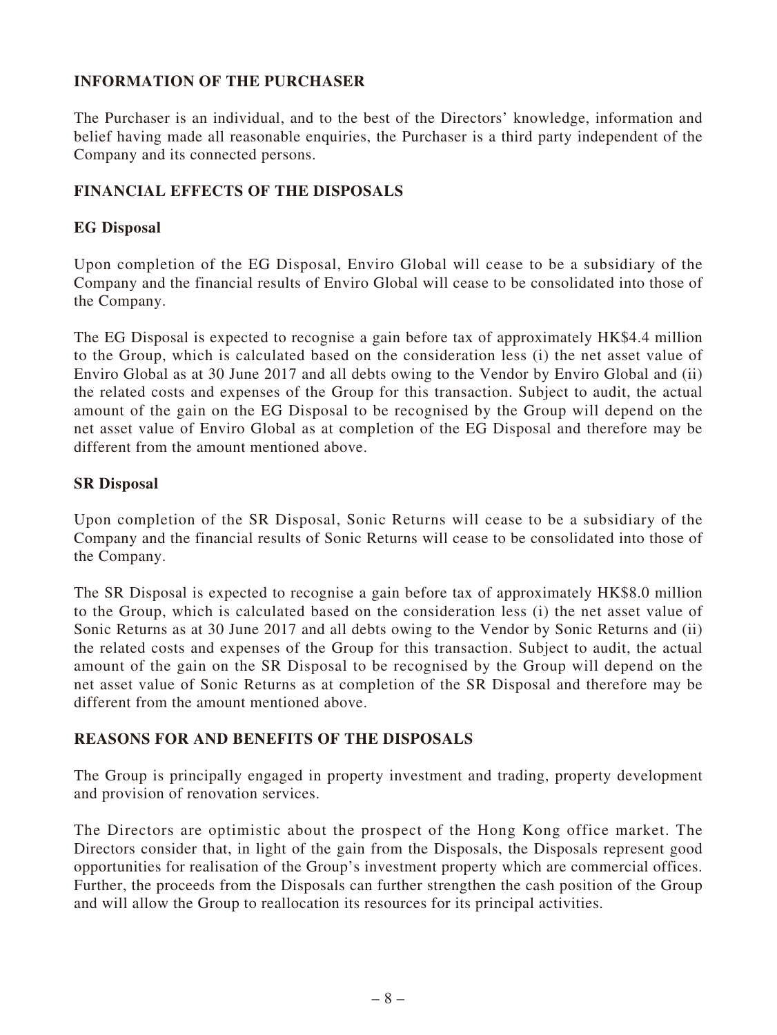## INFORMATION OF THE PURCHASER

The Purchaser is an individual, and to the best of the Directors' knowledge, information and belief having made all reasonable enquiries, the Purchaser is a third party independent of the Company and its connected persons.

## FINANCIAL EFFECTS OF THE DISPOSALS

### EG Disposal

Upon completion of the EG Disposal, Enviro Global will cease to be a subsidiary of the Company and the financial results of Enviro Global will cease to be consolidated into those of the Company.

The EG Disposal is expected to recognise a gain before tax of approximately HK$4.4 million to the Group, which is calculated based on the consideration less (i) the net asset value of Enviro Global as at 30 June 2017 and all debts owing to the Vendor by Enviro Global and (ii) the related costs and expenses of the Group for this transaction. Subject to audit, the actual amount of the gain on the EG Disposal to be recognised by the Group will depend on the net asset value of Enviro Global as at completion of the EG Disposal and therefore may be different from the amount mentioned above.

### SR Disposal

Upon completion of the SR Disposal, Sonic Returns will cease to be a subsidiary of the Company and the financial results of Sonic Returns will cease to be consolidated into those of the Company.

The SR Disposal is expected to recognise a gain before tax of approximately HK$8.0 million to the Group, which is calculated based on the consideration less (i) the net asset value of Sonic Returns as at 30 June 2017 and all debts owing to the Vendor by Sonic Returns and (ii) the related costs and expenses of the Group for this transaction. Subject to audit, the actual amount of the gain on the SR Disposal to be recognised by the Group will depend on the net asset value of Sonic Returns as at completion of the SR Disposal and therefore may be different from the amount mentioned above.

## REASONS FOR AND BENEFITS OF THE DISPOSALS

The Group is principally engaged in property investment and trading, property development and provision of renovation services.

The Directors are optimistic about the prospect of the Hong Kong office market. The Directors consider that, in light of the gain from the Disposals, the Disposals represent good opportunities for realisation of the Group's investment property which are commercial offices. Further, the proceeds from the Disposals can further strengthen the cash position of the Group and will allow the Group to reallocation its resources for its principal activities.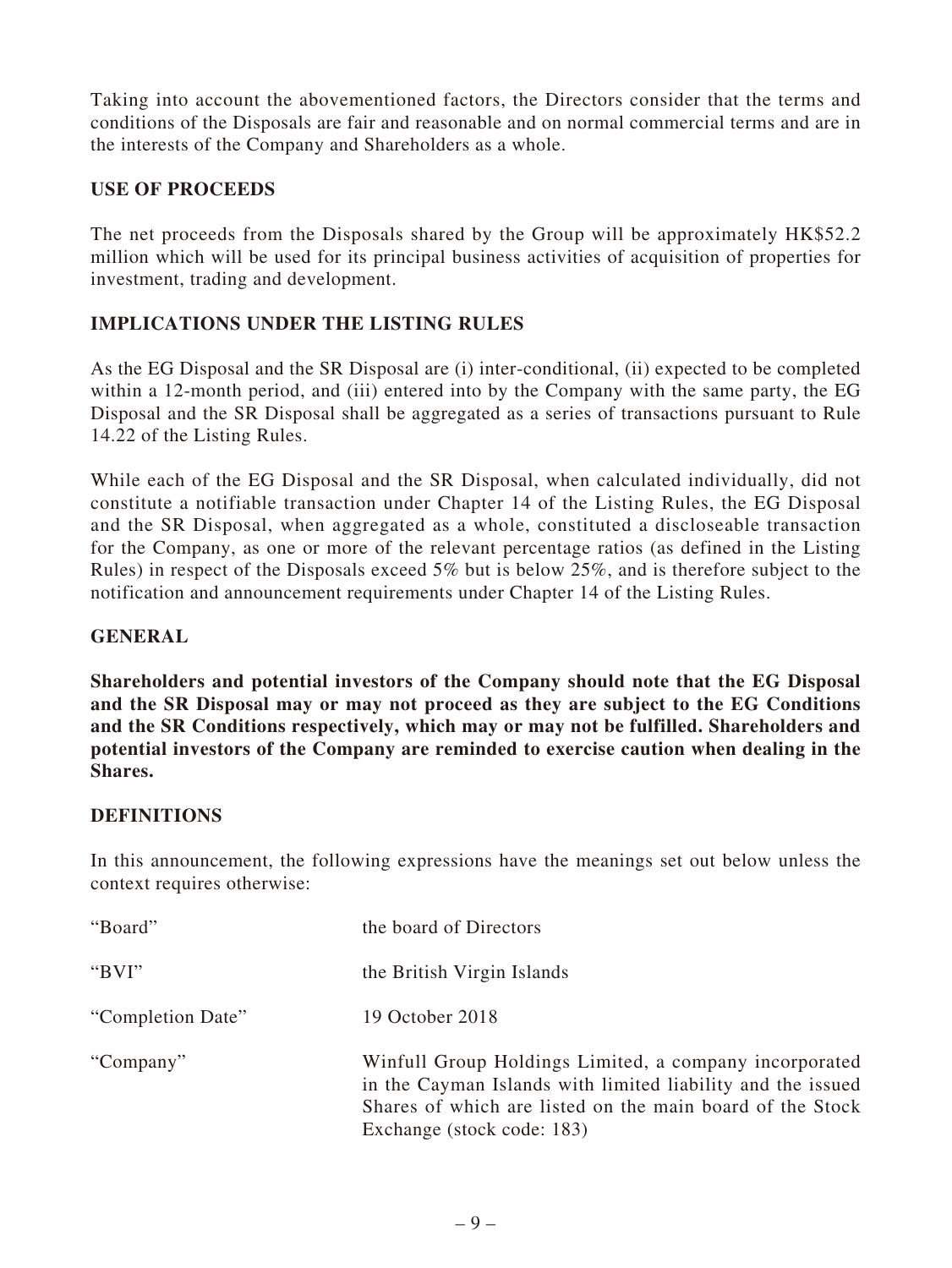Taking into account the abovementioned factors, the Directors consider that the terms and conditions of the Disposals are fair and reasonable and on normal commercial terms and are in the interests of the Company and Shareholders as a whole.

## USE OF PROCEEDS

The net proceeds from the Disposals shared by the Group will be approximately HK$52.2 million which will be used for its principal business activities of acquisition of properties for investment, trading and development.

## IMPLICATIONS UNDER THE LISTING RULES

As the EG Disposal and the SR Disposal are (i) inter-conditional, (ii) expected to be completed within a 12-month period, and (iii) entered into by the Company with the same party, the EG Disposal and the SR Disposal shall be aggregated as a series of transactions pursuant to Rule 14.22 of the Listing Rules.

While each of the EG Disposal and the SR Disposal, when calculated individually, did not constitute a notifiable transaction under Chapter 14 of the Listing Rules, the EG Disposal and the SR Disposal, when aggregated as a whole, constituted a discloseable transaction for the Company, as one or more of the relevant percentage ratios (as defined in the Listing Rules) in respect of the Disposals exceed 5% but is below 25%, and is therefore subject to the notification and announcement requirements under Chapter 14 of the Listing Rules.

## GENERAL

**Shareholders and potential investors of the Company should note that the EG Disposal and the SR Disposal may or may not proceed as they are subject to the EG Conditions and the SR Conditions respectively, which may or may not be fulfilled. Shareholders and potential investors of the Company are reminded to exercise caution when dealing in the Shares.**

## DEFINITIONS

In this announcement, the following expressions have the meanings set out below unless the context requires otherwise:

| | |
|---|---|
| "Board" | the board of Directors |
| "BVI" | the British Virgin Islands |
| "Completion Date" | 19 October 2018 |
| "Company" | Winfull Group Holdings Limited, a company incorporated in the Cayman Islands with limited liability and the issued Shares of which are listed on the main board of the Stock Exchange (stock code: 183) |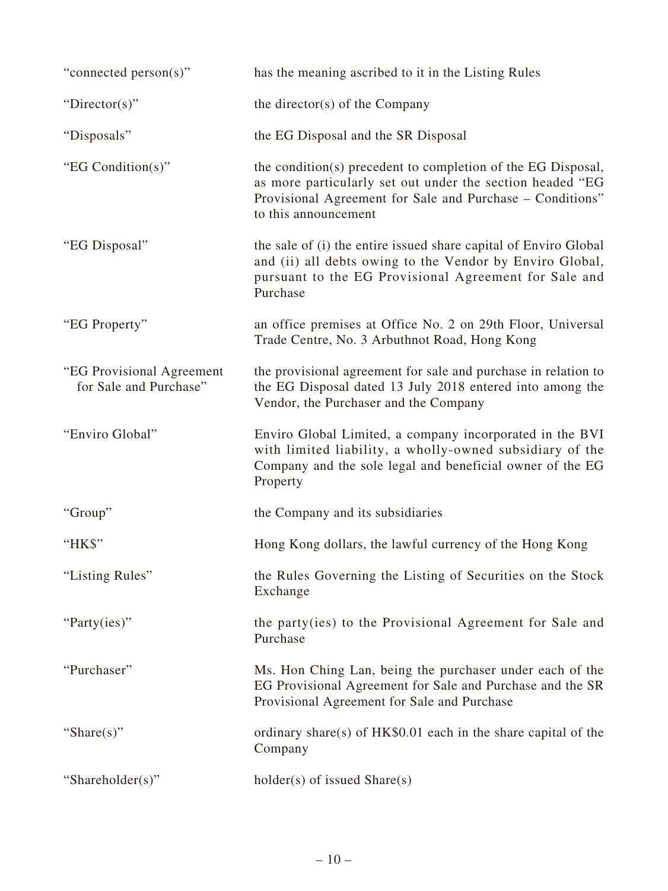| | |
|---|---|
| "connected person(s)" | has the meaning ascribed to it in the Listing Rules |
| "Director(s)" | the director(s) of the Company |
| "Disposals" | the EG Disposal and the SR Disposal |
| "EG Condition(s)" | the condition(s) precedent to completion of the EG Disposal, as more particularly set out under the section headed "EG Provisional Agreement for Sale and Purchase – Conditions" to this announcement |
| "EG Disposal" | the sale of (i) the entire issued share capital of Enviro Global and (ii) all debts owing to the Vendor by Enviro Global, pursuant to the EG Provisional Agreement for Sale and Purchase |
| "EG Property" | an office premises at Office No. 2 on 29th Floor, Universal Trade Centre, No. 3 Arbuthnot Road, Hong Kong |
| "EG Provisional Agreement for Sale and Purchase" | the provisional agreement for sale and purchase in relation to the EG Disposal dated 13 July 2018 entered into among the Vendor, the Purchaser and the Company |
| "Enviro Global" | Enviro Global Limited, a company incorporated in the BVI with limited liability, a wholly-owned subsidiary of the Company and the sole legal and beneficial owner of the EG Property |
| "Group" | the Company and its subsidiaries |
| "HK$" | Hong Kong dollars, the lawful currency of the Hong Kong |
| "Listing Rules" | the Rules Governing the Listing of Securities on the Stock Exchange |
| "Party(ies)" | the party(ies) to the Provisional Agreement for Sale and Purchase |
| "Purchaser" | Ms. Hon Ching Lan, being the purchaser under each of the EG Provisional Agreement for Sale and Purchase and the SR Provisional Agreement for Sale and Purchase |
| "Share(s)" | ordinary share(s) of HK$0.01 each in the share capital of the Company |
| "Shareholder(s)" | holder(s) of issued Share(s) |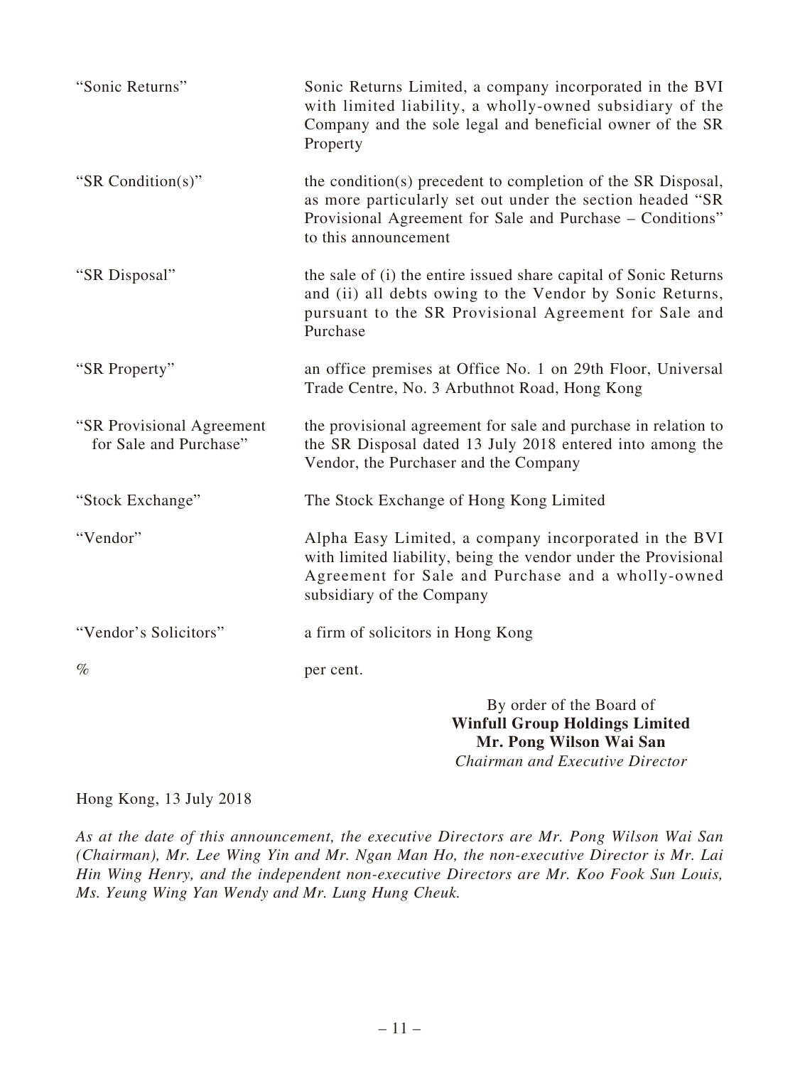| | |
|---|---|
| "Sonic Returns" | Sonic Returns Limited, a company incorporated in the BVI with limited liability, a wholly-owned subsidiary of the Company and the sole legal and beneficial owner of the SR Property |
| "SR Condition(s)" | the condition(s) precedent to completion of the SR Disposal, as more particularly set out under the section headed "SR Provisional Agreement for Sale and Purchase – Conditions" to this announcement |
| "SR Disposal" | the sale of (i) the entire issued share capital of Sonic Returns and (ii) all debts owing to the Vendor by Sonic Returns, pursuant to the SR Provisional Agreement for Sale and Purchase |
| "SR Property" | an office premises at Office No. 1 on 29th Floor, Universal Trade Centre, No. 3 Arbuthnot Road, Hong Kong |
| "SR Provisional Agreement for Sale and Purchase" | the provisional agreement for sale and purchase in relation to the SR Disposal dated 13 July 2018 entered into among the Vendor, the Purchaser and the Company |
| "Stock Exchange" | The Stock Exchange of Hong Kong Limited |
| "Vendor" | Alpha Easy Limited, a company incorporated in the BVI with limited liability, being the vendor under the Provisional Agreement for Sale and Purchase and a wholly-owned subsidiary of the Company |
| "Vendor's Solicitors" | a firm of solicitors in Hong Kong |
| % | per cent. |

By order of the Board of
**Winfull Group Holdings Limited**
**Mr. Pong Wilson Wai San**
*Chairman and Executive Director*

Hong Kong, 13 July 2018

*As at the date of this announcement, the executive Directors are Mr. Pong Wilson Wai San (Chairman), Mr. Lee Wing Yin and Mr. Ngan Man Ho, the non-executive Director is Mr. Lai Hin Wing Henry, and the independent non-executive Directors are Mr. Koo Fook Sun Louis, Ms. Yeung Wing Yan Wendy and Mr. Lung Hung Cheuk.*